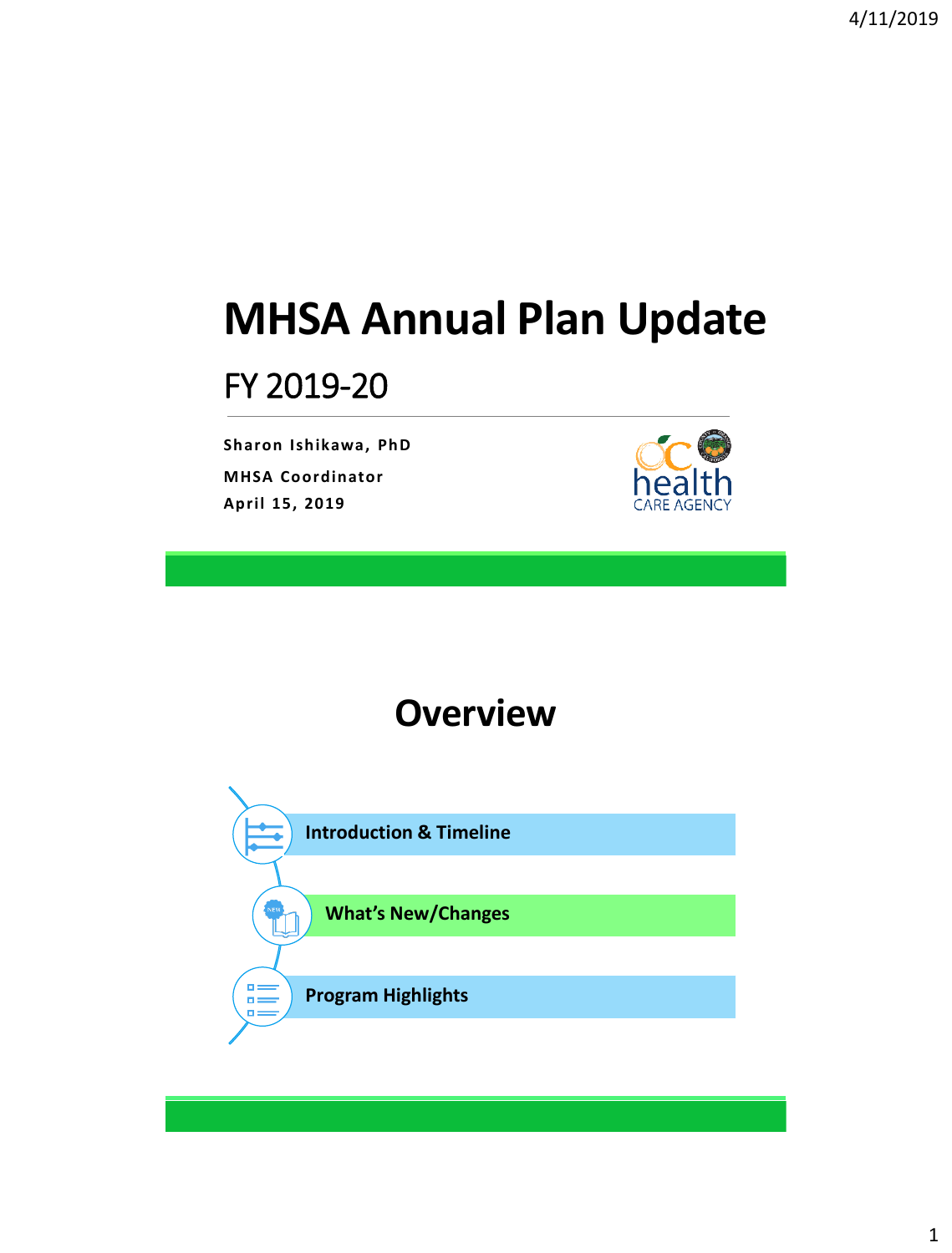# MHSA Annual Plan Update

## FY 2019-20

**Sharon Ishikawa, PhD**

**MHSA Coordinator**

**April 15, 2019**

# Overview

- **Introduction & Timeline**
- **What's New/Changes**
- **Program Highlights**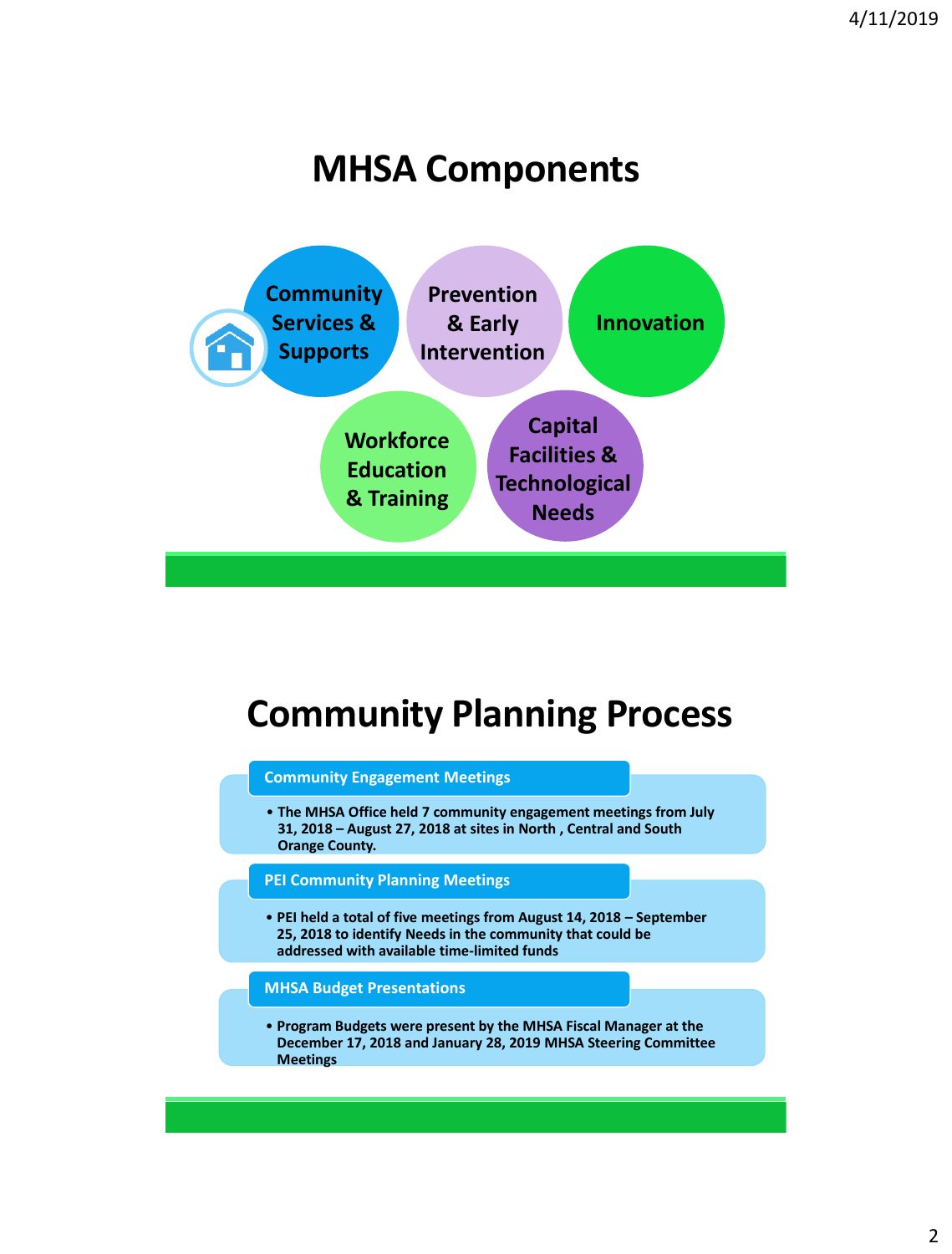# MHSA Components

- Community Services & Supports
- Prevention & Early Intervention
- Innovation
- Workforce Education & Training
- Capital Facilities & Technological Needs

# Community Planning Process

**Community Engagement Meetings**

- The MHSA Office held 7 community engagement meetings from July 31, 2018 – August 27, 2018 at sites in North , Central and South Orange County.

**PEI Community Planning Meetings**

- PEI held a total of five meetings from August 14, 2018 – September 25, 2018 to identify Needs in the community that could be addressed with available time-limited funds

**MHSA Budget Presentations**

- Program Budgets were present by the MHSA Fiscal Manager at the December 17, 2018 and January 28, 2019 MHSA Steering Committee Meetings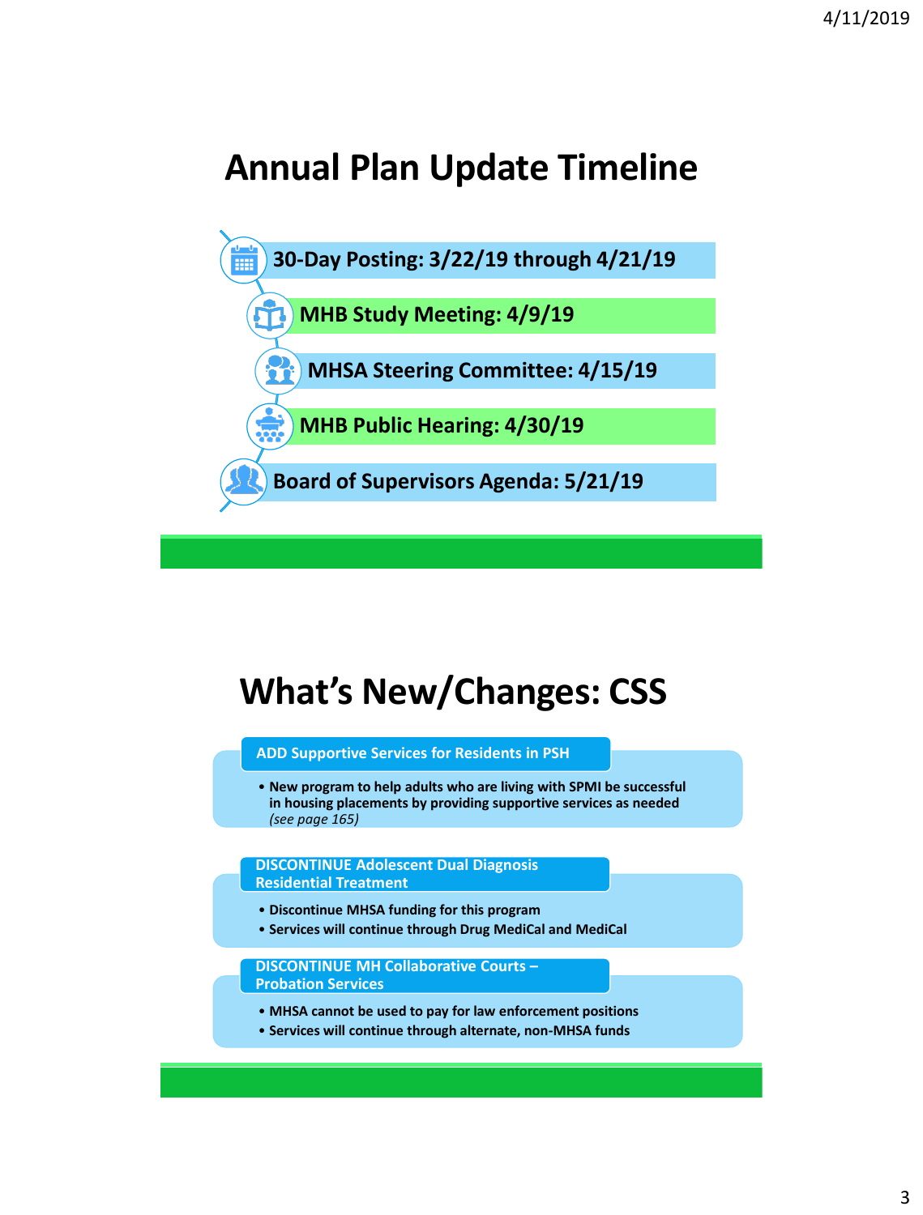# Annual Plan Update Timeline

- 30-Day Posting: 3/22/19 through 4/21/19
- MHB Study Meeting: 4/9/19
- MHSA Steering Committee: 4/15/19
- MHB Public Hearing: 4/30/19
- Board of Supervisors Agenda: 5/21/19

# What's New/Changes: CSS

**ADD Supportive Services for Residents in PSH**

- New program to help adults who are living with SPMI be successful in housing placements by providing supportive services as needed *(see page 165)*

**DISCONTINUE Adolescent Dual Diagnosis Residential Treatment**

- Discontinue MHSA funding for this program
- Services will continue through Drug MediCal and MediCal

**DISCONTINUE MH Collaborative Courts – Probation Services**

- MHSA cannot be used to pay for law enforcement positions
- Services will continue through alternate, non-MHSA funds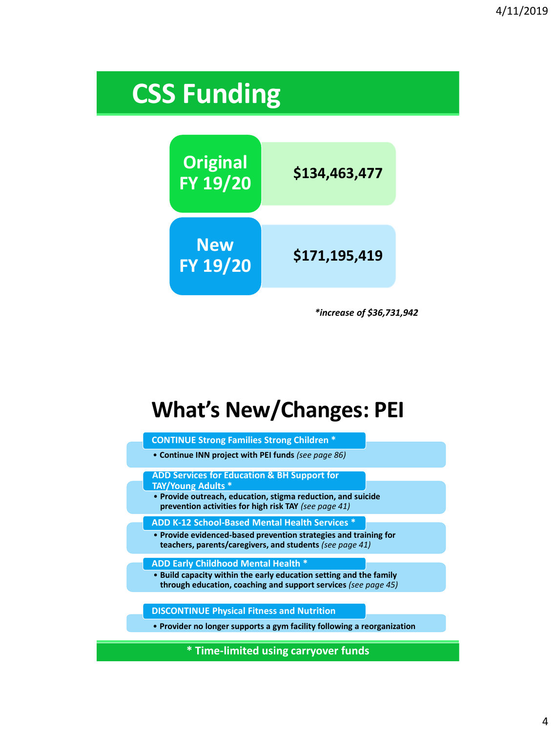# CSS Funding

| | |
|---|---|
| Original FY 19/20 | $134,463,477 |
| New FY 19/20 | $171,195,419 |

*\*increase of $36,731,942*

# What's New/Changes: PEI

**CONTINUE Strong Families Strong Children \***

- **Continue INN project with PEI funds** *(see page 86)*

**ADD Services for Education & BH Support for TAY/Young Adults \***

- **Provide outreach, education, stigma reduction, and suicide prevention activities for high risk TAY** *(see page 41)*

**ADD K-12 School-Based Mental Health Services \***

- **Provide evidenced-based prevention strategies and training for teachers, parents/caregivers, and students** *(see page 41)*

**ADD Early Childhood Mental Health \***

- **Build capacity within the early education setting and the family through education, coaching and support services** *(see page 45)*

**DISCONTINUE Physical Fitness and Nutrition**

- **Provider no longer supports a gym facility following a reorganization**

**\* Time-limited using carryover funds**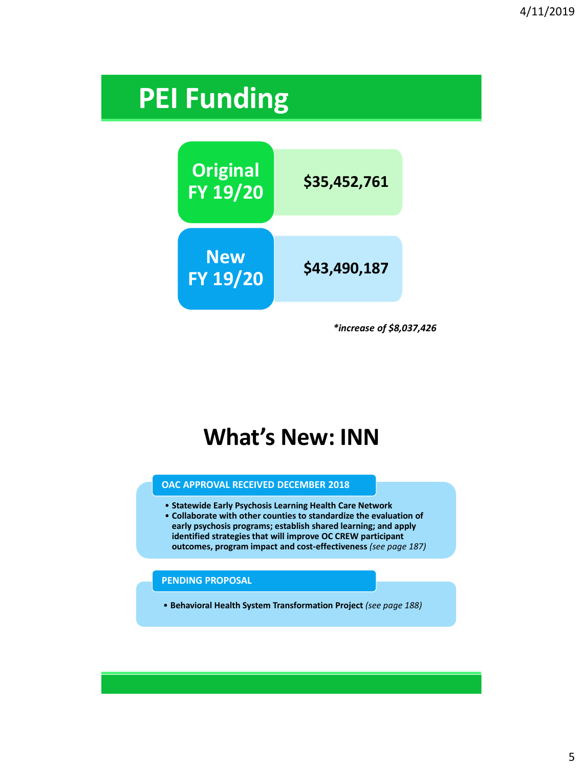# PEI Funding

| | |
|---|---|
| **Original FY 19/20** | **$35,452,761** |
| **New FY 19/20** | **$43,490,187** |

***increase of $8,037,426*

# What's New: INN

**OAC APPROVAL RECEIVED DECEMBER 2018**

- **Statewide Early Psychosis Learning Health Care Network**
- **Collaborate with other counties to standardize the evaluation of early psychosis programs; establish shared learning; and apply identified strategies that will improve OC CREW participant outcomes, program impact and cost-effectiveness** *(see page 187)*

**PENDING PROPOSAL**

- **Behavioral Health System Transformation Project** *(see page 188)*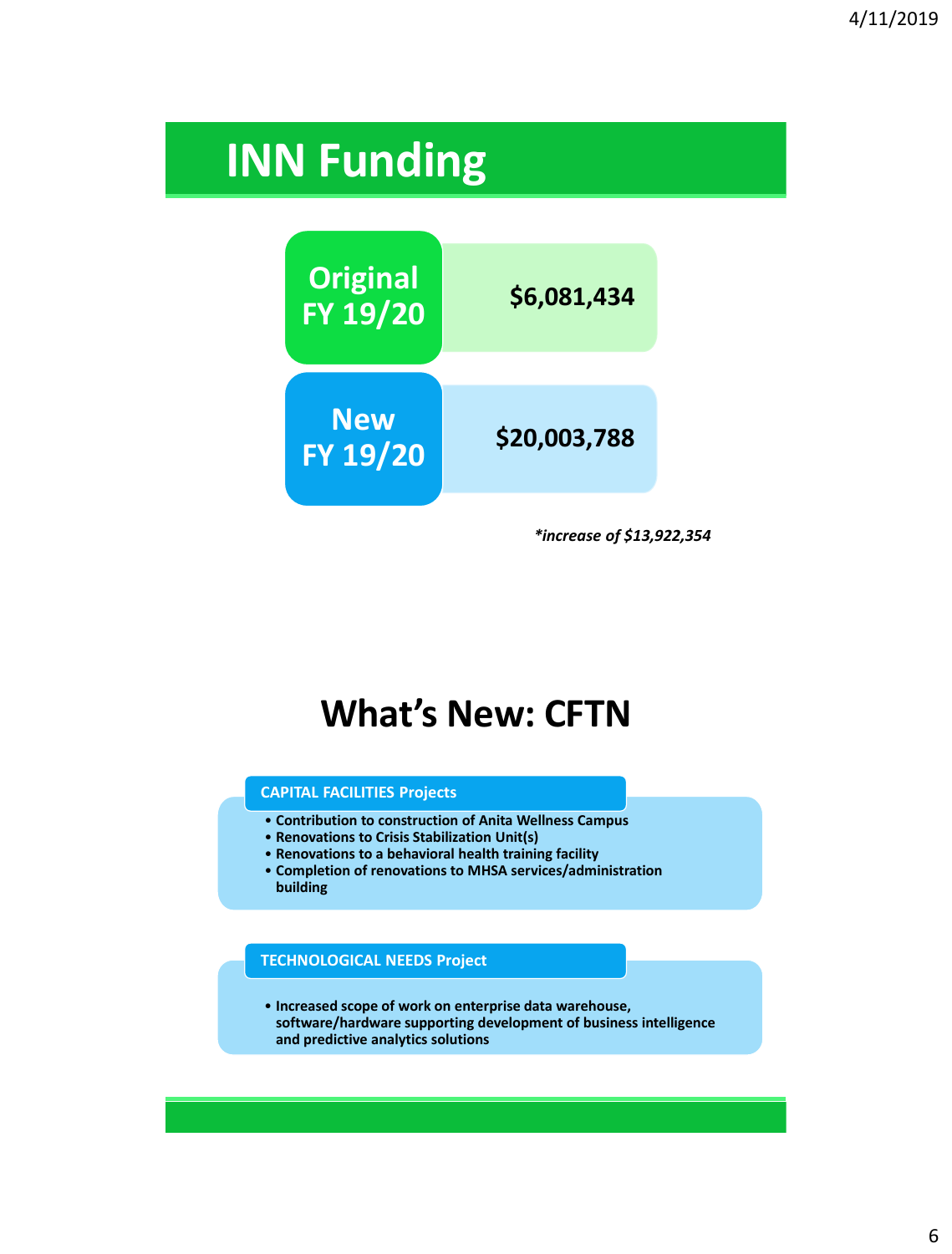# INN Funding

| | |
|---|---|
| Original FY 19/20 | $6,081,434 |
| New FY 19/20 | $20,003,788 |

*\*increase of $13,922,354*

# What's New: CFTN

**CAPITAL FACILITIES Projects**

- Contribution to construction of Anita Wellness Campus
- Renovations to Crisis Stabilization Unit(s)
- Renovations to a behavioral health training facility
- Completion of renovations to MHSA services/administration building

**TECHNOLOGICAL NEEDS Project**

- Increased scope of work on enterprise data warehouse, software/hardware supporting development of business intelligence and predictive analytics solutions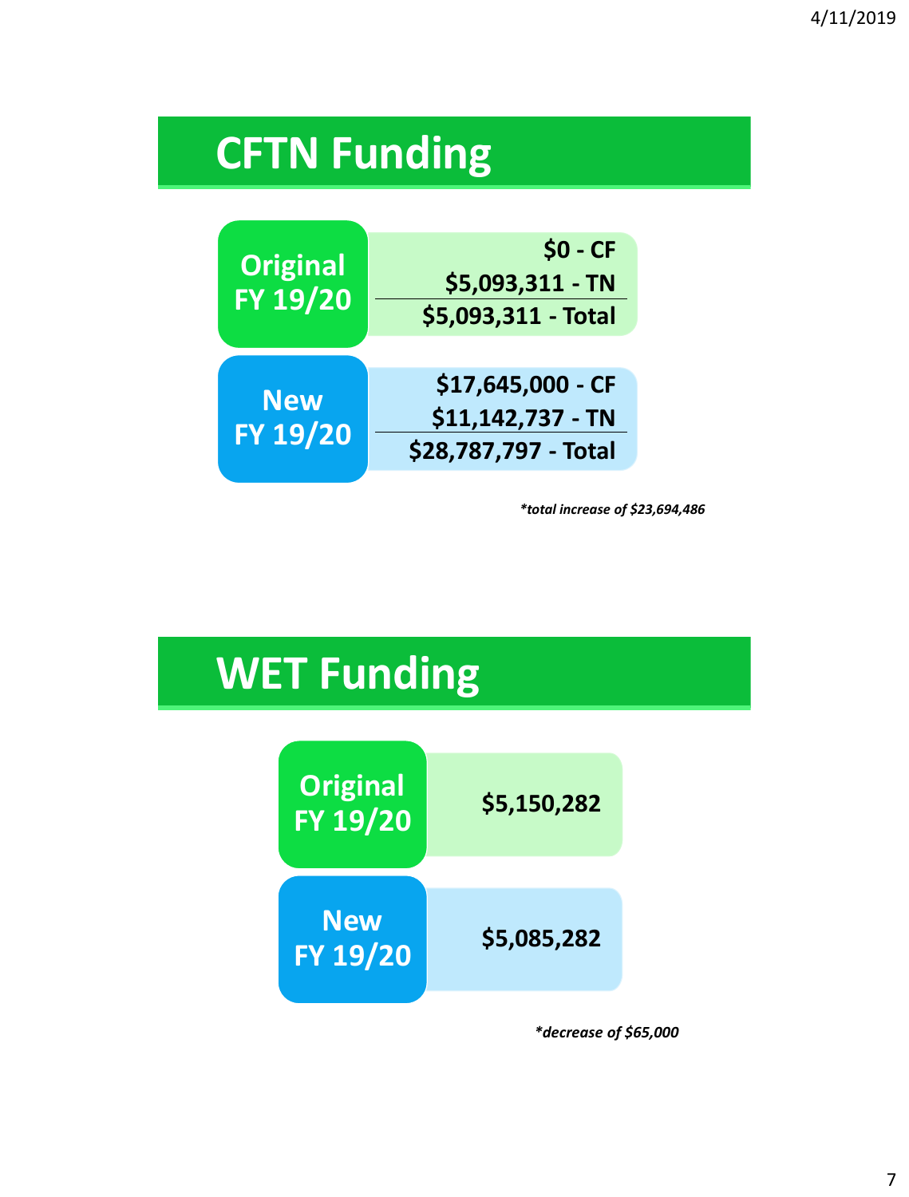# CFTN Funding

| | |
|---|---|
| **Original FY 19/20** | **$0 - CF**<br>**$5,093,311 - TN**<br>**$5,093,311 - Total** |
| **New FY 19/20** | **$17,645,000 - CF**<br>**$11,142,737 - TN**<br>**$28,787,797 - Total** |

***total increase of $23,694,486**

# WET Funding

| | |
|---|---|
| **Original FY 19/20** | **$5,150,282** |
| **New FY 19/20** | **$5,085,282** |

***decrease of $65,000**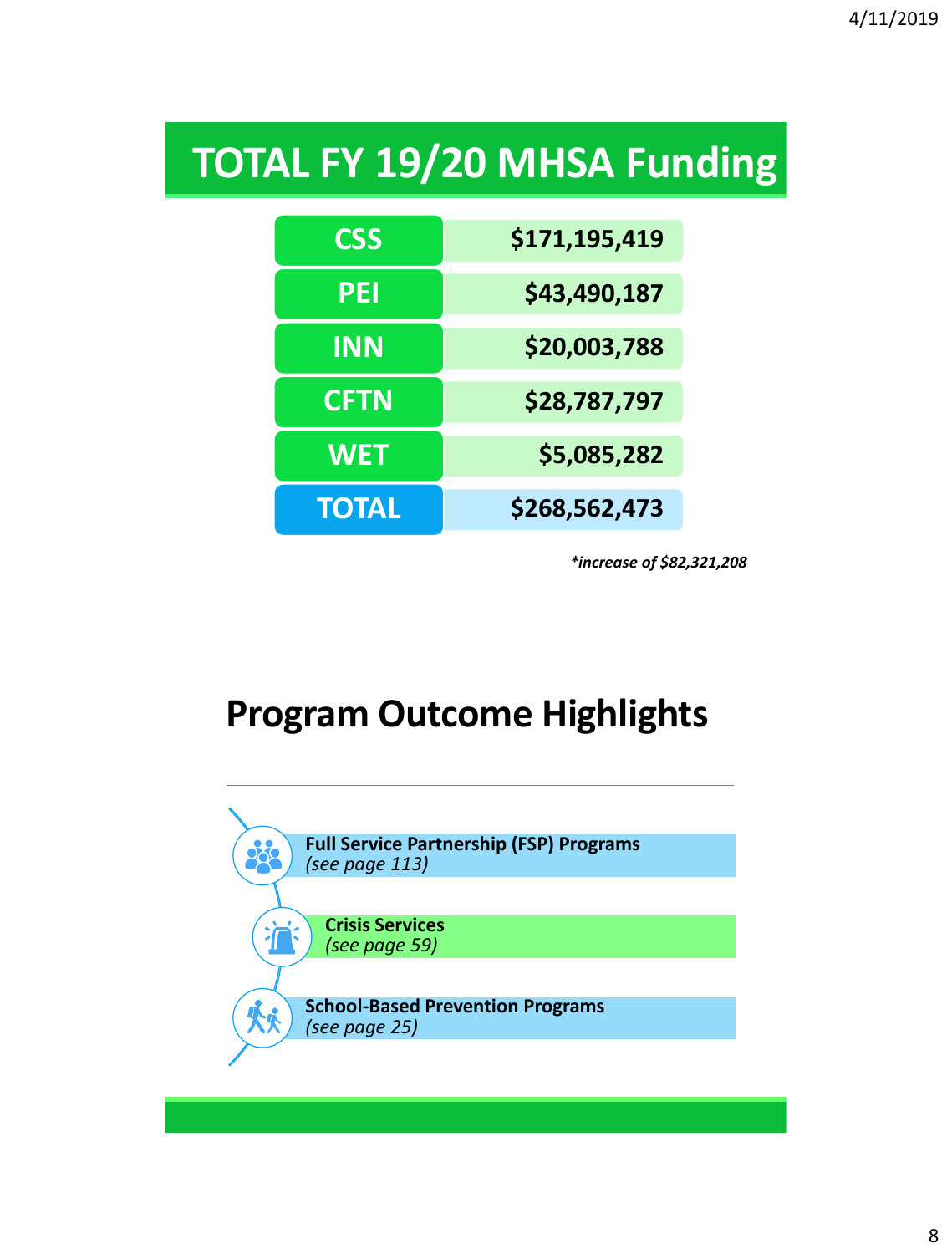# TOTAL FY 19/20 MHSA Funding

| | |
|---|---|
| CSS | $171,195,419 |
| PEI | $43,490,187 |
| INN | $20,003,788 |
| CFTN | $28,787,797 |
| WET | $5,085,282 |
| **TOTAL** | **$268,562,473** |

***increase of $82,321,208***

# Program Outcome Highlights

- **Full Service Partnership (FSP) Programs**
  *(see page 113)*
- **Crisis Services**
  *(see page 59)*
- **School-Based Prevention Programs**
  *(see page 25)*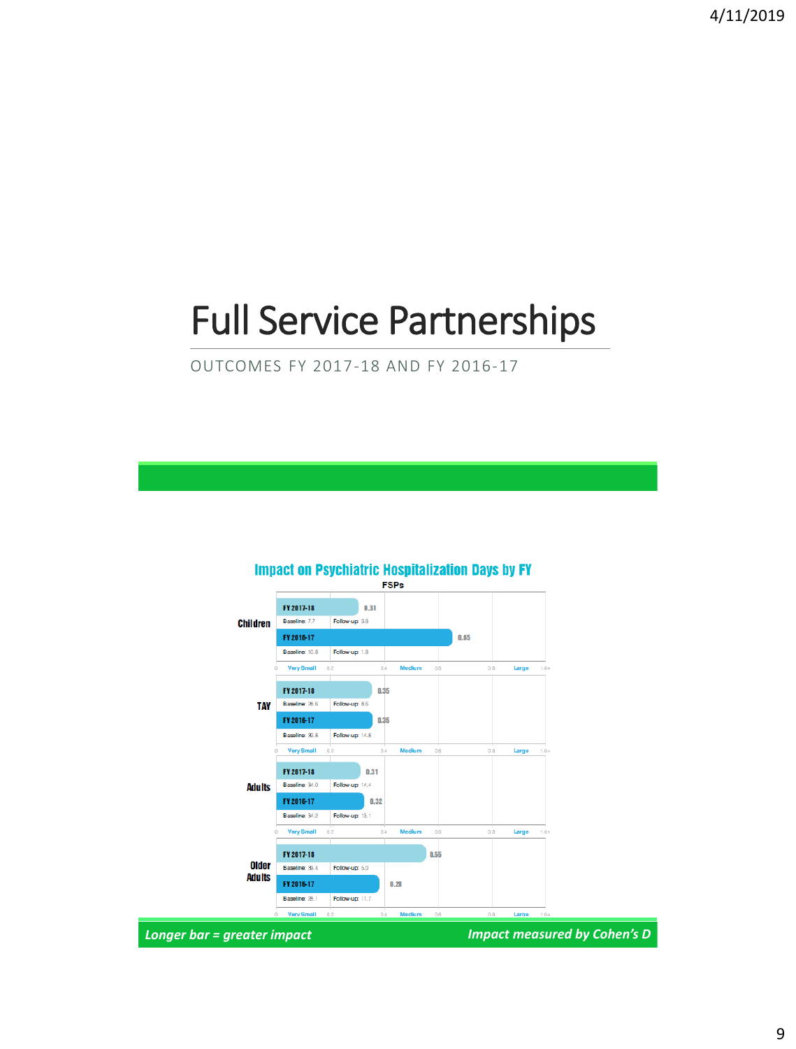# Full Service Partnerships

OUTCOMES FY 2017-18 AND FY 2016-17

## Impact on Psychiatric Hospitalization Days by FY

FSPs

| Group | Fiscal Year | Cohen's D | Baseline | Follow-up |
| --- | --- | --- | --- | --- |
| Children | FY 2017-18 | 0.31 | 7.7 | 3.8 |
| Children | FY 2016-17 | 0.65 | 10.8 | 1.9 |
| TAY | FY 2017-18 | 0.35 | 28.6 | 8.6 |
| TAY | FY 2016-17 | 0.35 | 30.8 | 14.8 |
| Adults | FY 2017-18 | 0.31 | 34.0 | 14.4 |
| Adults | FY 2016-17 | 0.32 | 34.2 | 13.1 |
| Older Adults | FY 2017-18 | 0.55 | 38.4 | 5.0 |
| Older Adults | FY 2016-17 | 0.28 | 28.1 | 11.7 |

Scale: 0 – Very Small – 0.2 – 0.4 – Medium – 0.6 – 0.8 – Large – 1.0+

*Longer bar = greater impact*

*Impact measured by Cohen's D*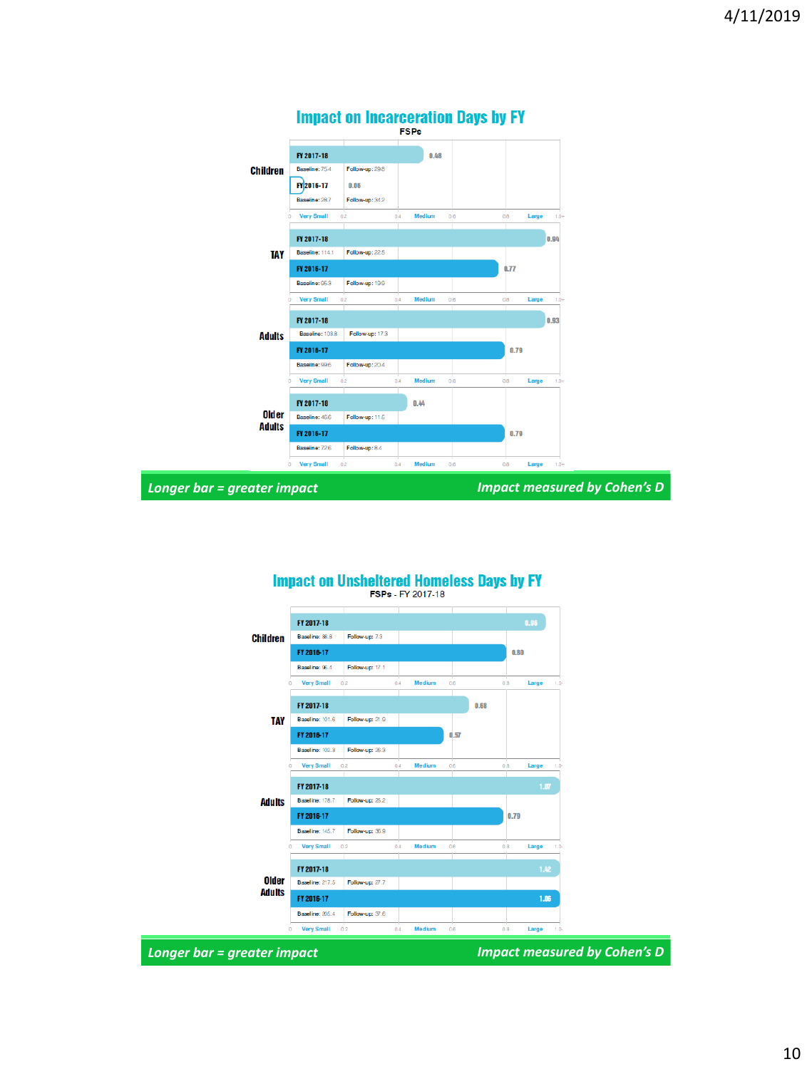## Impact on Incarceration Days by FY

FSPs

| Group | FY | Baseline | Follow-up | Cohen's D |
|---|---|---|---|---|
| Children | FY 2017-18 | 75.4 | 29.6 | 0.48 |
| Children | FY 2016-17 | 28.7 | 34.2 | 0.06 |
| TAY | FY 2017-18 | 114.1 | 22.5 | 0.94 |
| TAY | FY 2016-17 | 95.3 | 19.9 | 0.77 |
| Adults | FY 2017-18 | 103.8 | 17.3 | 0.93 |
| Adults | FY 2016-17 | 99.6 | 20.4 | 0.79 |
| Older Adults | FY 2017-18 | 49.6 | 11.5 | 0.44 |
| Older Adults | FY 2016-17 | 72.6 | 8.4 | 0.79 |

Scale: 0 – Very Small – 0.2 – 0.4 – Medium – 0.6 – 0.8 – Large – 1.0+

*Longer bar = greater impact* *Impact measured by Cohen's D*

## Impact on Unsheltered Homeless Days by FY

FSPs - FY 2017-18

| Group | FY | Baseline | Follow-up | Cohen's D |
|---|---|---|---|---|
| Children | FY 2017-18 | 88.8 | 7.3 | 0.95 |
| Children | FY 2016-17 | 96.4 | 17.1 | 0.80 |
| TAY | FY 2017-18 | 101.6 | 21.9 | 0.68 |
| TAY | FY 2016-17 | 102.3 | 26.3 | 0.57 |
| Adults | FY 2017-18 | 178.7 | 25.2 | 1.07 |
| Adults | FY 2016-17 | 145.7 | 30.9 | 0.79 |
| Older Adults | FY 2017-18 | 217.5 | 27.7 | 1.42 |
| Older Adults | FY 2016-17 | 205.4 | 37.6 | 1.06 |

Scale: 0 – Very Small – 0.2 – 0.4 – Medium – 0.6 – 0.8 – Large – 1.0

*Longer bar = greater impact* *Impact measured by Cohen's D*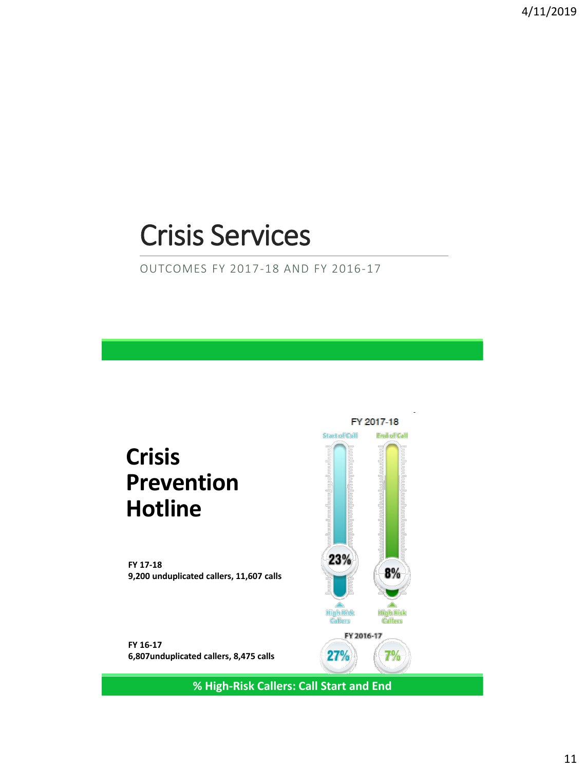# Crisis Services

OUTCOMES FY 2017-18 AND FY 2016-17

## Crisis Prevention Hotline

**FY 17-18**
**9,200 unduplicated callers, 11,607 calls**

**FY 16-17**
**6,807unduplicated callers, 8,475 calls**

FY 2017-18

| | Start of Call | End of Call |
|---|---|---|
| High Risk Callers (FY 2017-18) | 23% | 8% |
| High Risk Callers (FY 2016-17) | 27% | 7% |

**% High-Risk Callers: Call Start and End**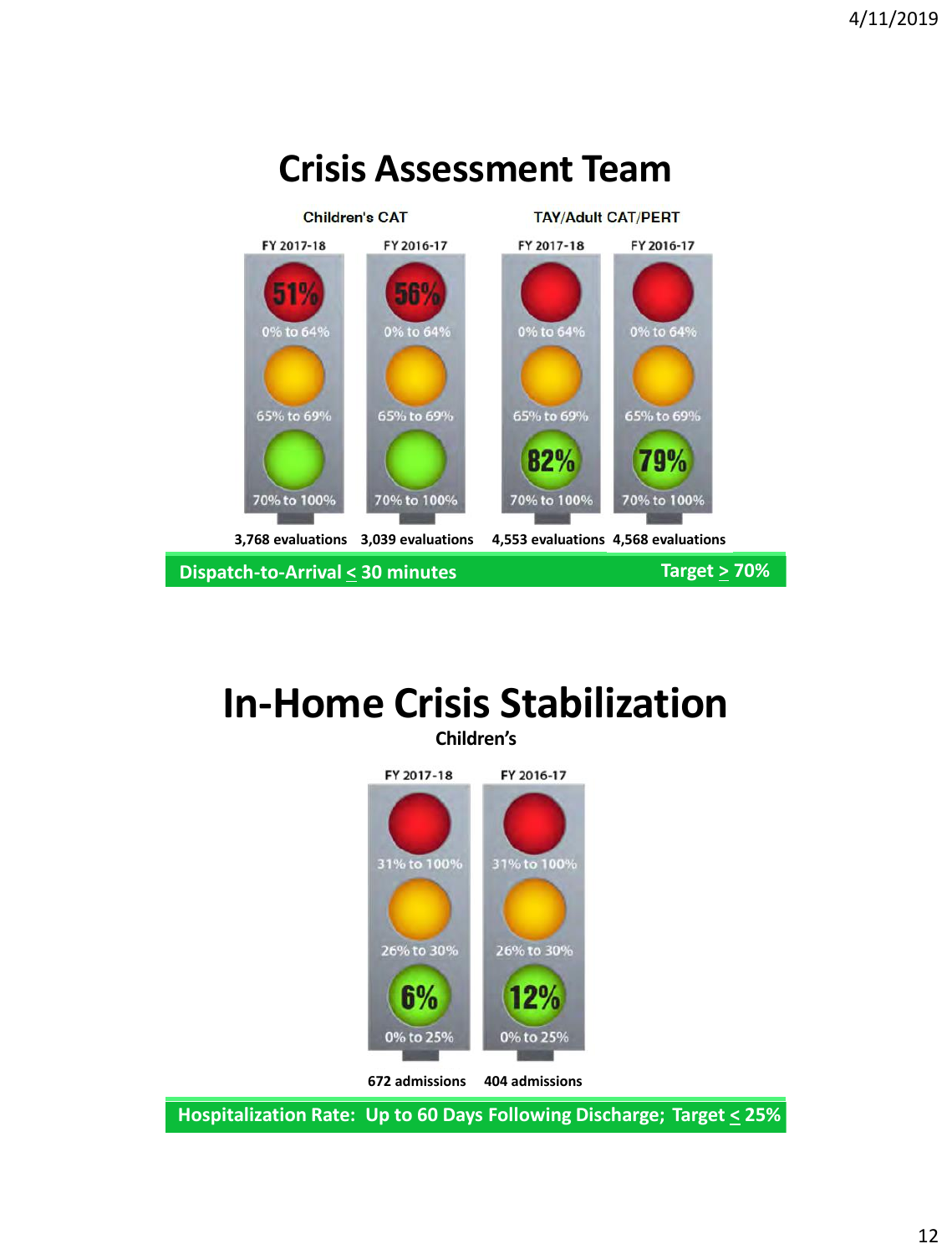# Crisis Assessment Team

| | Children's CAT | | TAY/Adult CAT/PERT | |
|---|---|---|---|---|
| | FY 2017-18 | FY 2016-17 | FY 2017-18 | FY 2016-17 |
| 0% to 64% (red) | 51% | 56% | | |
| 65% to 69% (yellow) | | | | |
| 70% to 100% (green) | | | 82% | 79% |
| | 3,768 evaluations | 3,039 evaluations | 4,553 evaluations | 4,568 evaluations |

**Dispatch-to-Arrival ≤ 30 minutes** — **Target ≥ 70%**

# In-Home Crisis Stabilization

**Children's**

| | FY 2017-18 | FY 2016-17 |
|---|---|---|
| 31% to 100% (red) | | |
| 26% to 30% (yellow) | | |
| 0% to 25% (green) | 6% | 12% |
| | 672 admissions | 404 admissions |

**Hospitalization Rate: Up to 60 Days Following Discharge; Target ≤ 25%**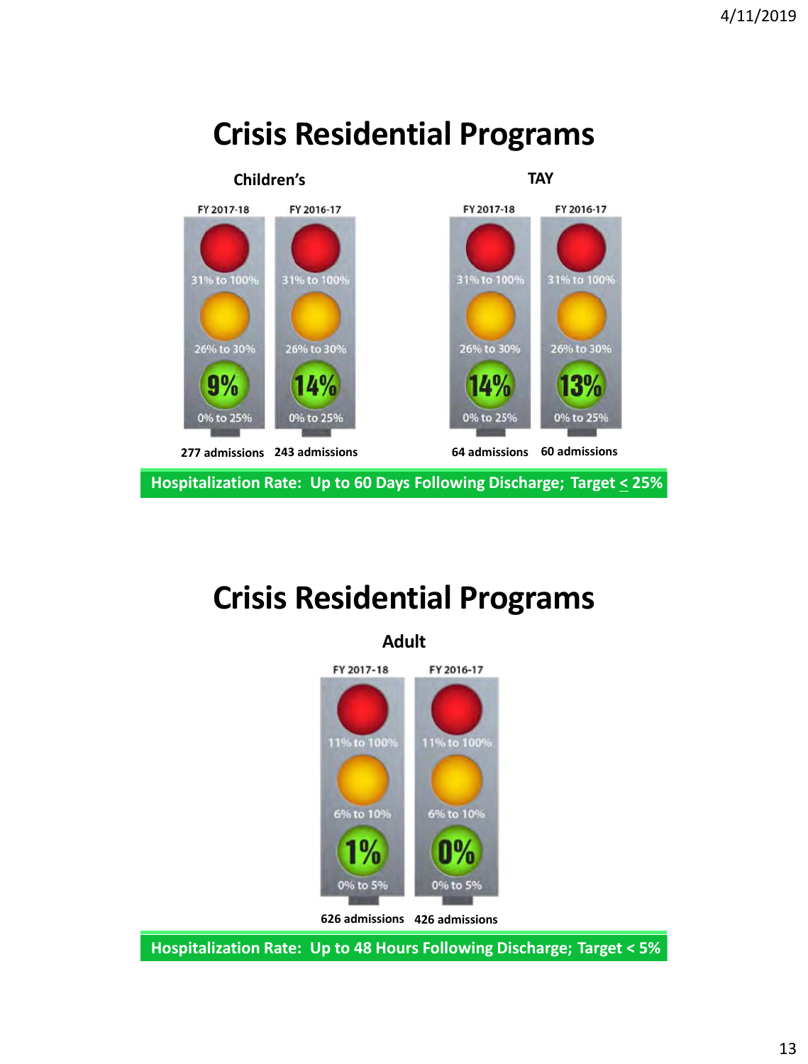# Crisis Residential Programs

**Children's**

| | FY 2017-18 | FY 2016-17 |
|---|---|---|
| 31% to 100% (red) | | |
| 26% to 30% (yellow) | | |
| 0% to 25% (green) | 9% | 14% |
| Admissions | 277 admissions | 243 admissions |

**TAY**

| | FY 2017-18 | FY 2016-17 |
|---|---|---|
| 31% to 100% (red) | | |
| 26% to 30% (yellow) | | |
| 0% to 25% (green) | 14% | 13% |
| Admissions | 64 admissions | 60 admissions |

**Hospitalization Rate: Up to 60 Days Following Discharge; Target ≤ 25%**

# Crisis Residential Programs

**Adult**

| | FY 2017-18 | FY 2016-17 |
|---|---|---|
| 11% to 100% (red) | | |
| 6% to 10% (yellow) | | |
| 0% to 5% (green) | 1% | 0% |
| Admissions | 626 admissions | 426 admissions |

**Hospitalization Rate: Up to 48 Hours Following Discharge; Target < 5%**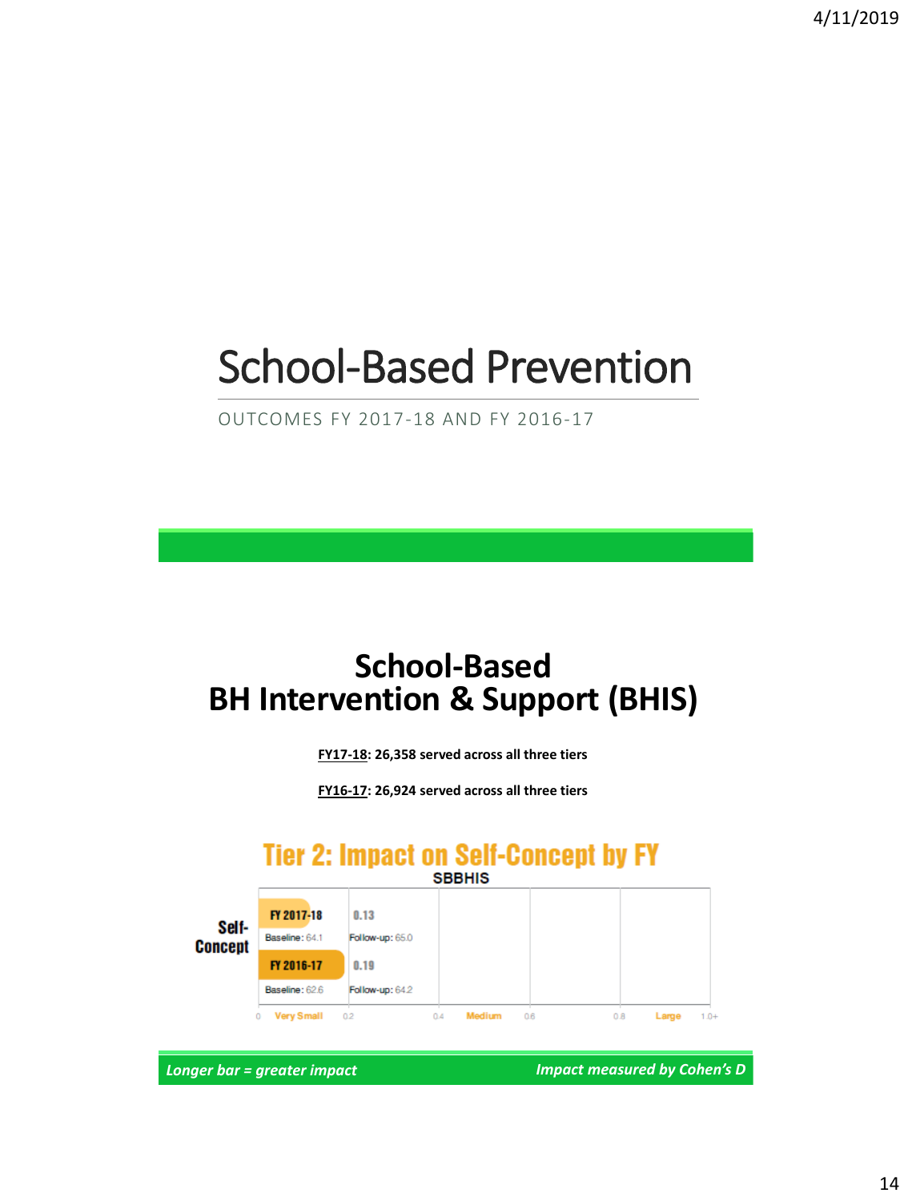# School-Based Prevention

OUTCOMES FY 2017-18 AND FY 2016-17

## School-Based BH Intervention & Support (BHIS)

**FY17-18: 26,358 served across all three tiers**

**FY16-17: 26,924 served across all three tiers**

### Tier 2: Impact on Self-Concept by FY

SBBHIS

| Self-Concept | Cohen's D | Baseline | Follow-up |
|---|---|---|---|
| FY 2017-18 | 0.13 | 64.1 | 65.0 |
| FY 2016-17 | 0.19 | 62.6 | 64.2 |

Scale: 0 – Very Small – 0.2 – 0.4 – Medium – 0.6 – 0.8 – Large – 1.0+

*Longer bar = greater impact* | *Impact measured by Cohen's D*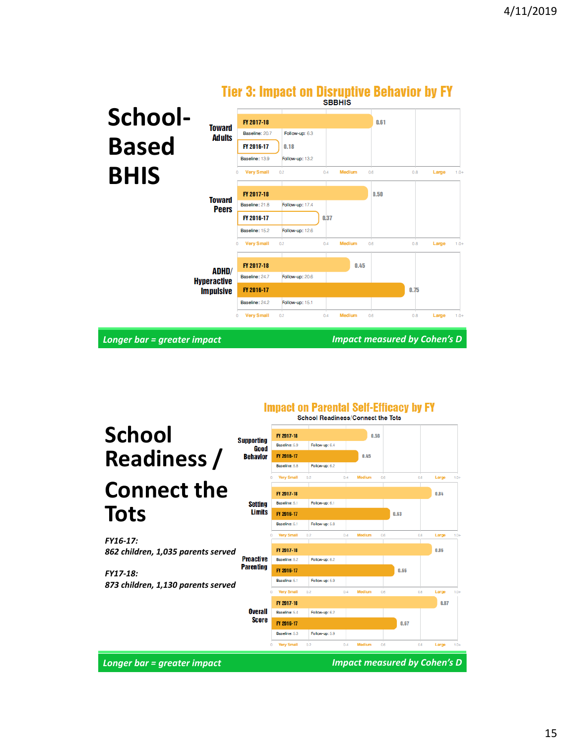# School-Based BHIS

## Tier 3: Impact on Disruptive Behavior by FY

SBBHIS

| Measure | FY | Cohen's D | Baseline | Follow-up |
|---|---|---|---|---|
| Toward Adults | FY 2017-18 | 0.61 | 20.7 | 6.3 |
| Toward Adults | FY 2016-17 | 0.18 | 13.9 | 13.2 |
| Toward Peers | FY 2017-18 | 0.50 | 21.8 | 17.4 |
| Toward Peers | FY 2016-17 | 0.37 | 15.2 | 12.6 |
| ADHD/ Hyperactive Impulsive | FY 2017-18 | 0.45 | 24.7 | 20.6 |
| ADHD/ Hyperactive Impulsive | FY 2016-17 | 0.75 | 24.2 | 15.1 |

Scale: 0 – Very Small – 0.2 – 0.4 – Medium – 0.6 – 0.8 – Large – 1.0+

*Longer bar = greater impact* — *Impact measured by Cohen's D*

# School Readiness / Connect the Tots

*FY16-17:*
*862 children, 1,035 parents served*

*FY17-18:*
*873 children, 1,130 parents served*

## Impact on Parental Self-Efficacy by FY

School Readiness/Connect the Tots

| Measure | FY | Cohen's D | Baseline | Follow-up |
|---|---|---|---|---|
| Supporting Good Behavior | FY 2017-18 | 0.56 | 5.9 | 6.4 |
| Supporting Good Behavior | FY 2016-17 | 0.45 | 5.8 | 6.2 |
| Setting Limits | FY 2017-18 | 0.84 | 5.1 | 6.1 |
| Setting Limits | FY 2016-17 | 0.63 | 5.1 | 5.8 |
| Proactive Parenting | FY 2017-18 | 0.85 | 5.2 | 6.2 |
| Proactive Parenting | FY 2016-17 | 0.66 | 5.1 | 5.9 |
| Overall Score | FY 2017-18 | 0.87 | 5.4 | 6.2 |
| Overall Score | FY 2016-17 | 0.67 | 5.3 | 5.9 |

Scale: 0 – Very Small – 0.2 – 0.4 – Medium – 0.6 – 0.8 – Large – 1.0+

*Longer bar = greater impact* — *Impact measured by Cohen's D*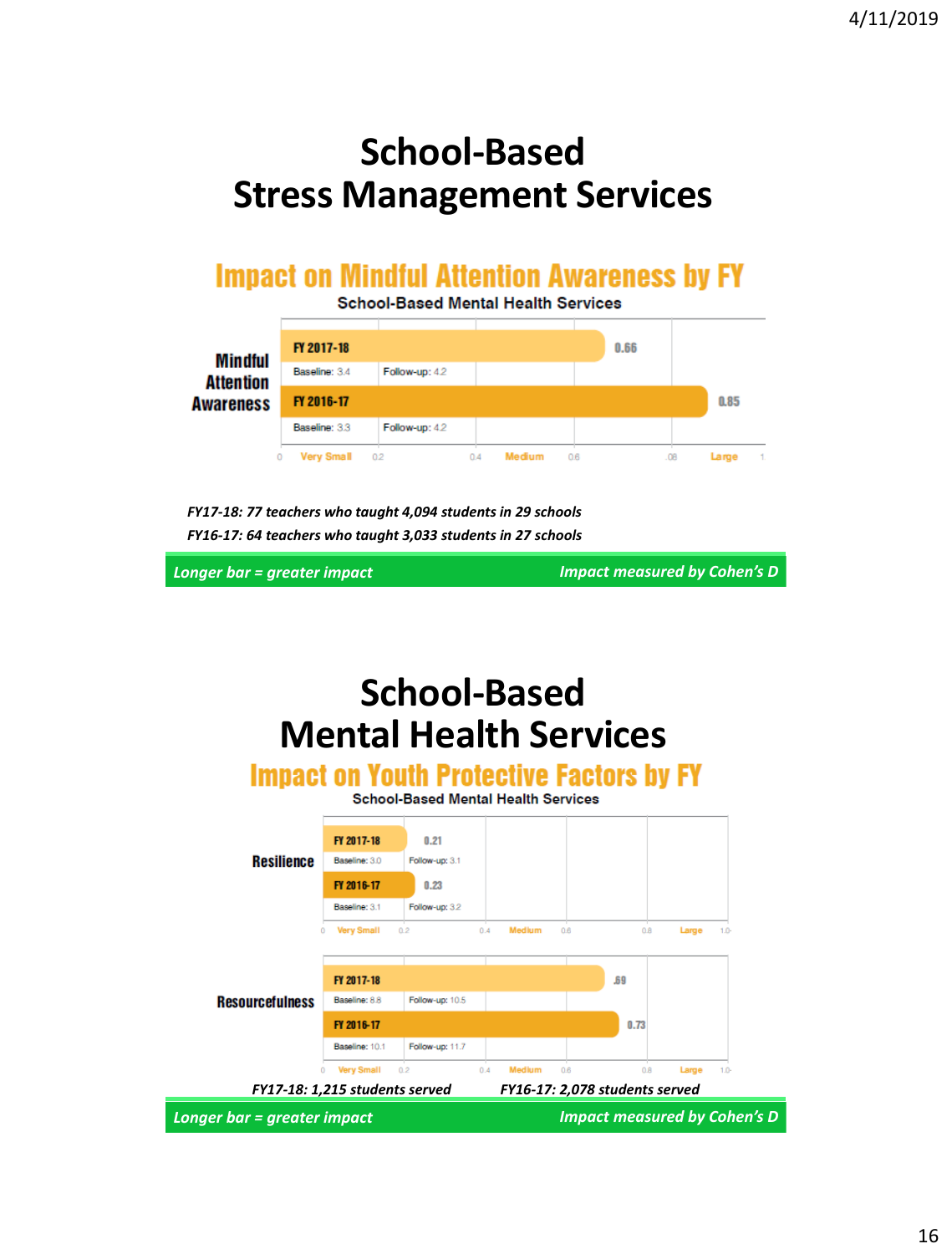# School-Based Stress Management Services

## Impact on Mindful Attention Awareness by FY

School-Based Mental Health Services

| Measure | FY | Baseline | Follow-up | Cohen's D |
|---|---|---|---|---|
| Mindful Attention Awareness | FY 2017-18 | 3.4 | 4.2 | 0.66 |
| Mindful Attention Awareness | FY 2016-17 | 3.3 | 4.2 | 0.85 |

Scale: 0 – Very Small – 0.2 – 0.4 – Medium – 0.6 – .08 – Large – 1

*FY17-18: 77 teachers who taught 4,094 students in 29 schools*

*FY16-17: 64 teachers who taught 3,033 students in 27 schools*

***Longer bar = greater impact*** | ***Impact measured by Cohen's D***

# School-Based Mental Health Services

## Impact on Youth Protective Factors by FY

School-Based Mental Health Services

| Measure | FY | Baseline | Follow-up | Cohen's D |
|---|---|---|---|---|
| Resilience | FY 2017-18 | 3.0 | 3.1 | 0.21 |
| Resilience | FY 2016-17 | 3.1 | 3.2 | 0.23 |
| Resourcefulness | FY 2017-18 | 8.8 | 10.5 | .69 |
| Resourcefulness | FY 2016-17 | 10.1 | 11.7 | 0.73 |

Scale: 0 – Very Small – 0.2 – 0.4 – Medium – 0.6 – 0.8 – Large – 1.0

*FY17-18: 1,215 students served* *FY16-17: 2,078 students served*

***Longer bar = greater impact*** | ***Impact measured by Cohen's D***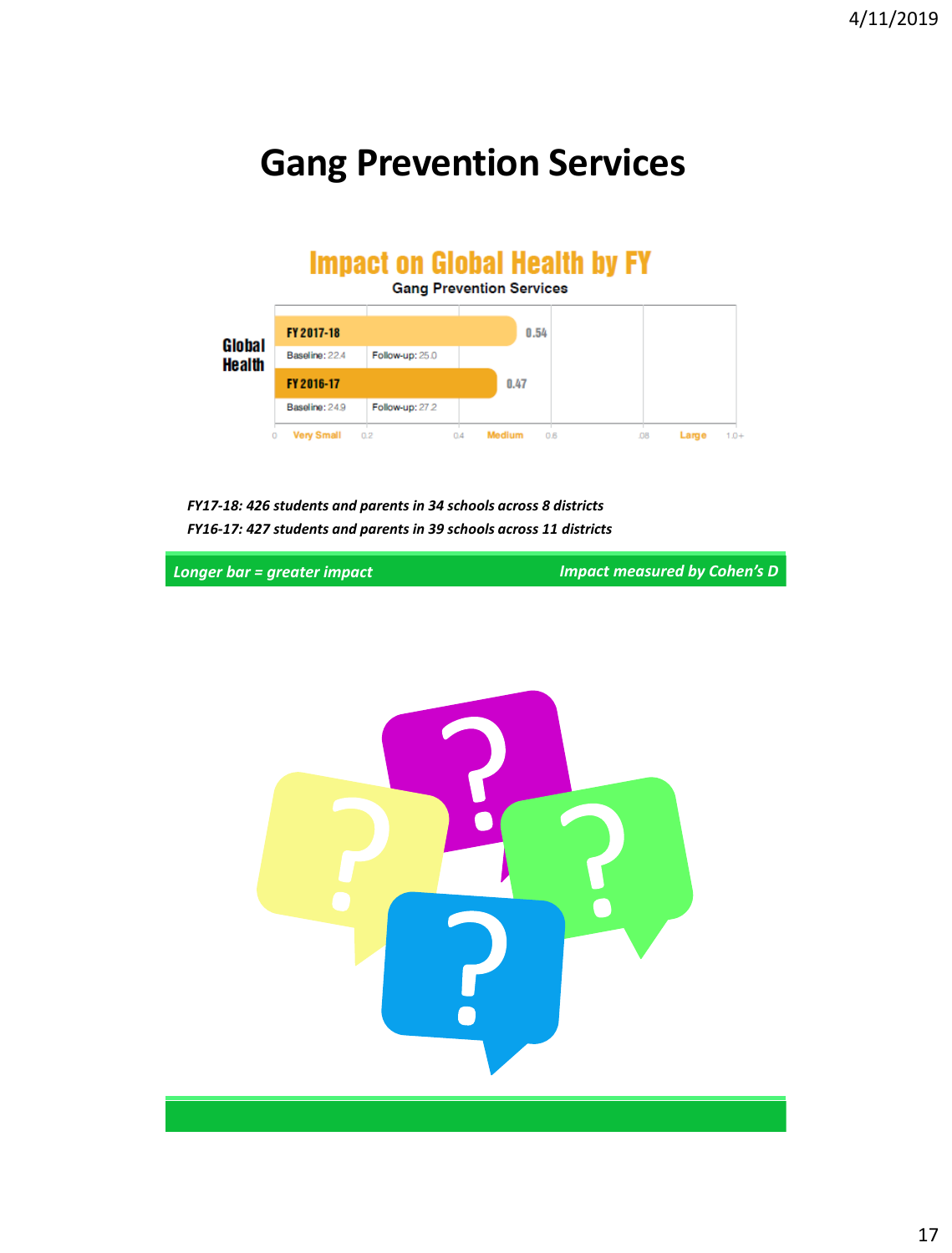# Gang Prevention Services

## Impact on Global Health by FY

Gang Prevention Services

| Global Health | Effect size (Cohen's D) | Baseline | Follow-up |
|---|---|---|---|
| FY 2017-18 | 0.54 | 22.4 | 25.0 |
| FY 2016-17 | 0.47 | 24.9 | 27.2 |

0 Very Small 0.2 0.4 Medium 0.6 .08 Large 1.0+

*FY17-18: 426 students and parents in 34 schools across 8 districts*
*FY16-17: 427 students and parents in 39 schools across 11 districts*

*Longer bar = greater impact* *Impact measured by Cohen's D*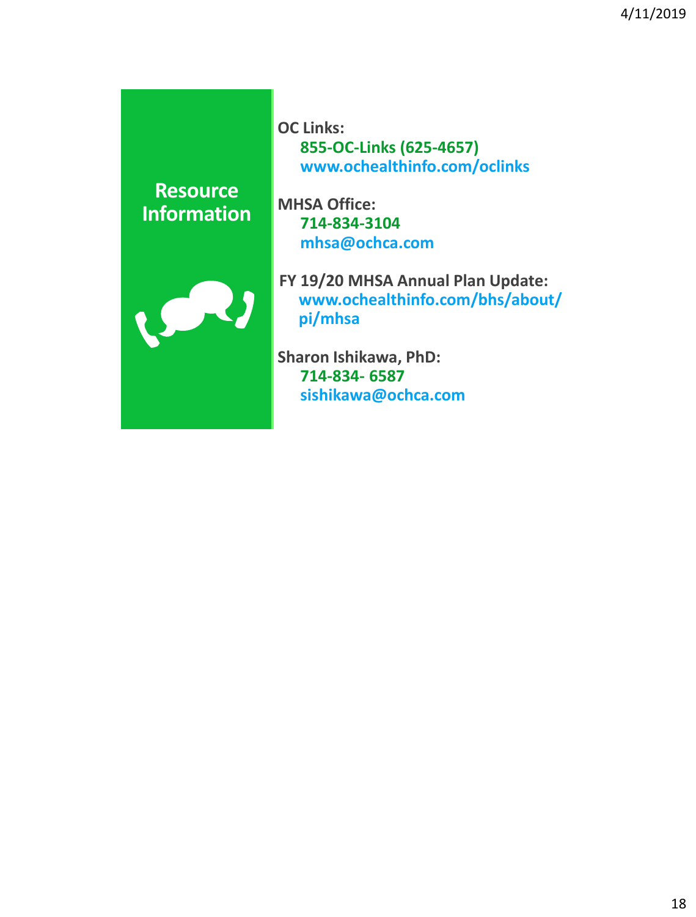## Resource Information

**OC Links:**
855-OC-Links (625-4657)
www.ochealthinfo.com/oclinks

**MHSA Office:**
714-834-3104
mhsa@ochca.com

**FY 19/20 MHSA Annual Plan Update:**
www.ochealthinfo.com/bhs/about/pi/mhsa

**Sharon Ishikawa, PhD:**
714-834- 6587
sishikawa@ochca.com